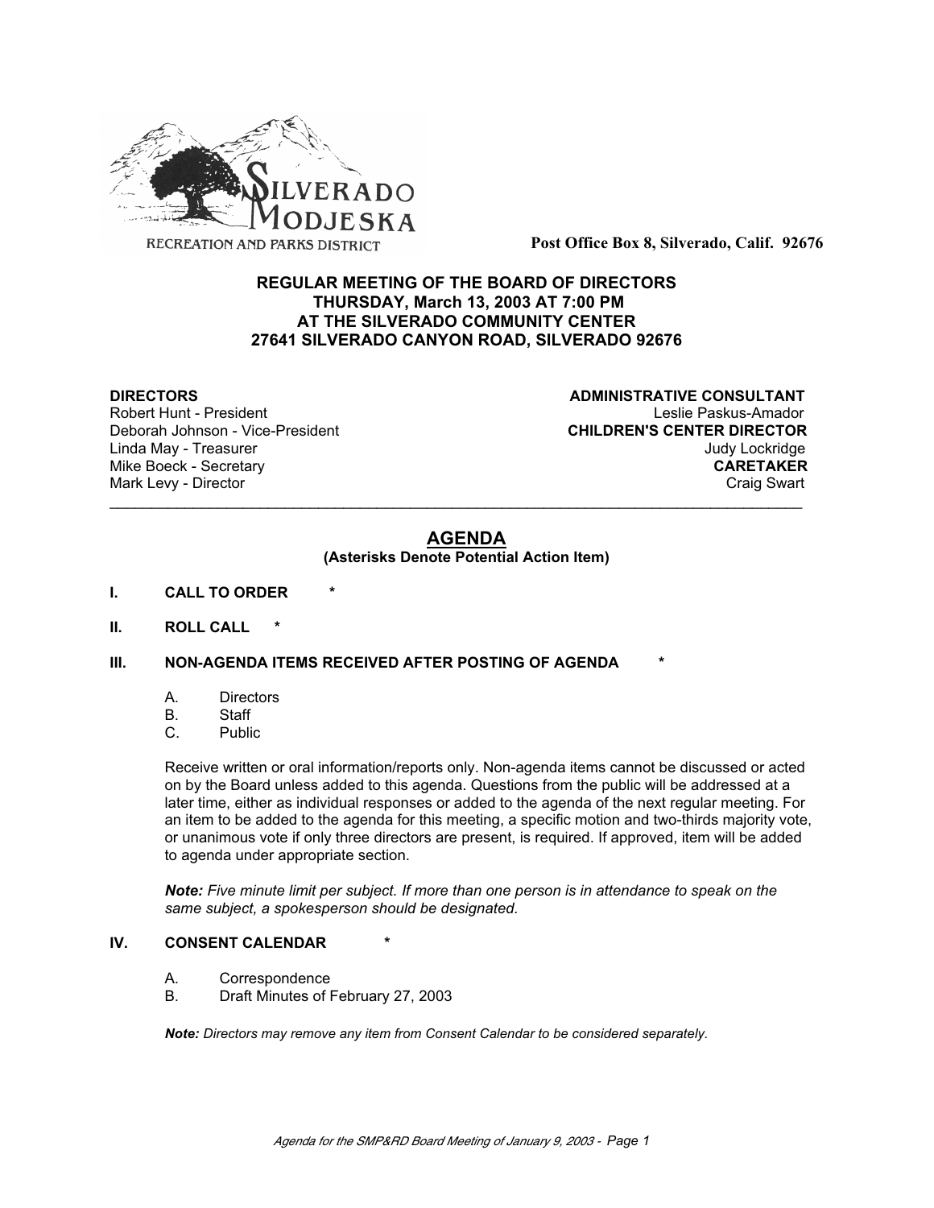SILVERADO MODJESKA
RECREATION AND PARKS DISTRICT

**Post Office Box 8, Silverado, Calif. 92676**

**REGULAR MEETING OF THE BOARD OF DIRECTORS**
**THURSDAY, March 13, 2003 AT 7:00 PM**
**AT THE SILVERADO COMMUNITY CENTER**
**27641 SILVERADO CANYON ROAD, SILVERADO 92676**

**DIRECTORS**
Robert Hunt - President
Deborah Johnson - Vice-President
Linda May - Treasurer
Mike Boeck - Secretary
Mark Levy - Director

**ADMINISTRATIVE CONSULTANT**
Leslie Paskus-Amador
**CHILDREN'S CENTER DIRECTOR**
Judy Lockridge
**CARETAKER**
Craig Swart

---

## AGENDA

**(Asterisks Denote Potential Action Item)**

**I. CALL TO ORDER** *

**II. ROLL CALL** *

**III. NON-AGENDA ITEMS RECEIVED AFTER POSTING OF AGENDA** *

A. Directors
B. Staff
C. Public

Receive written or oral information/reports only. Non-agenda items cannot be discussed or acted on by the Board unless added to this agenda. Questions from the public will be addressed at a later time, either as individual responses or added to the agenda of the next regular meeting. For an item to be added to the agenda for this meeting, a specific motion and two-thirds majority vote, or unanimous vote if only three directors are present, is required. If approved, item will be added to agenda under appropriate section.

***Note:*** *Five minute limit per subject. If more than one person is in attendance to speak on the same subject, a spokesperson should be designated.*

**IV. CONSENT CALENDAR** *

A. Correspondence
B. Draft Minutes of February 27, 2003

***Note:*** *Directors may remove any item from Consent Calendar to be considered separately.*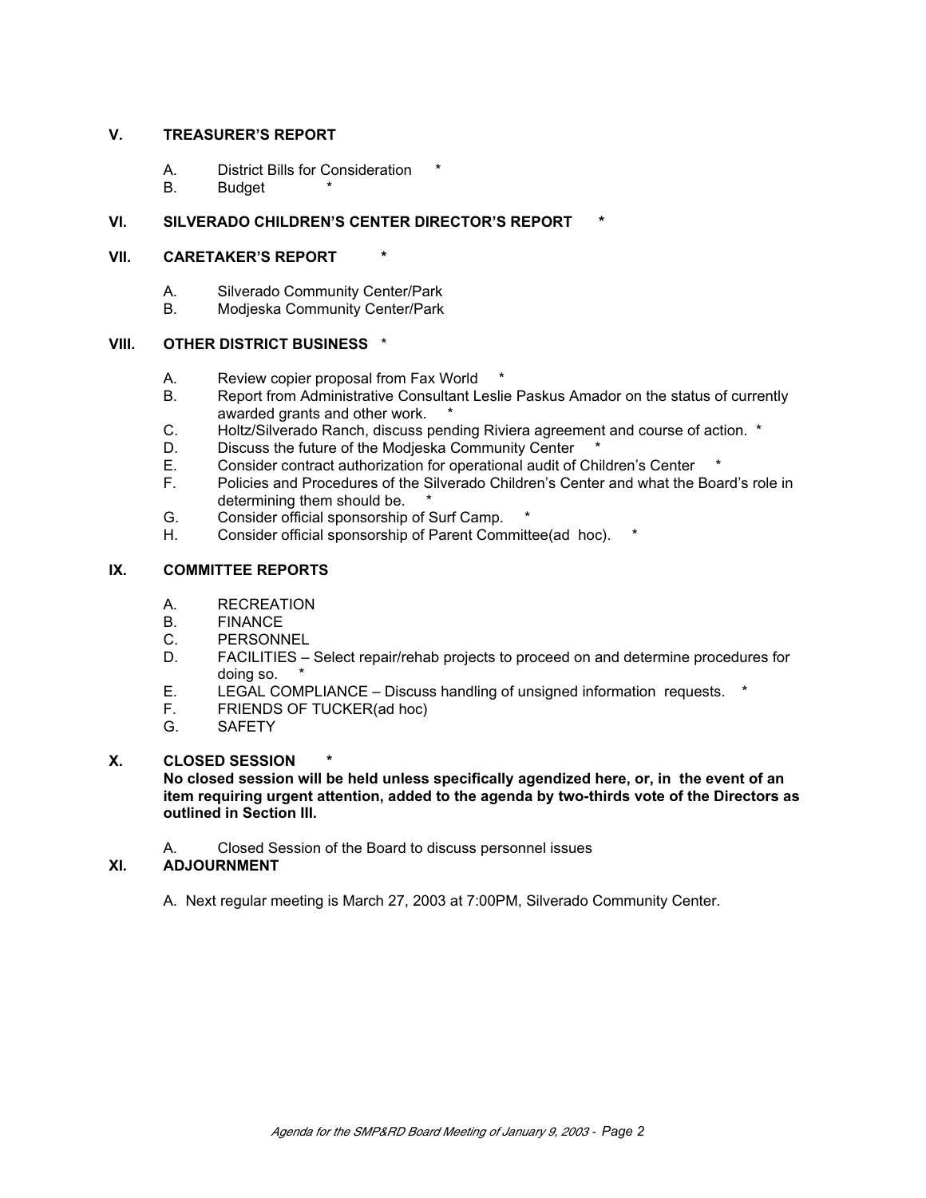## V. TREASURER'S REPORT

A. District Bills for Consideration *
B. Budget *

## VI. SILVERADO CHILDREN'S CENTER DIRECTOR'S REPORT *

## VII. CARETAKER'S REPORT *

A. Silverado Community Center/Park
B. Modjeska Community Center/Park

## VIII. OTHER DISTRICT BUSINESS *

A. Review copier proposal from Fax World *
B. Report from Administrative Consultant Leslie Paskus Amador on the status of currently awarded grants and other work. *
C. Holtz/Silverado Ranch, discuss pending Riviera agreement and course of action. *
D. Discuss the future of the Modjeska Community Center *
E. Consider contract authorization for operational audit of Children's Center *
F. Policies and Procedures of the Silverado Children's Center and what the Board's role in determining them should be. *
G. Consider official sponsorship of Surf Camp. *
H. Consider official sponsorship of Parent Committee(ad hoc). *

## IX. COMMITTEE REPORTS

A. RECREATION
B. FINANCE
C. PERSONNEL
D. FACILITIES – Select repair/rehab projects to proceed on and determine procedures for doing so. *
E. LEGAL COMPLIANCE – Discuss handling of unsigned information requests. *
F. FRIENDS OF TUCKER(ad hoc)
G. SAFETY

## X. CLOSED SESSION *

**No closed session will be held unless specifically agendized here, or, in the event of an item requiring urgent attention, added to the agenda by two-thirds vote of the Directors as outlined in Section III.**

A. Closed Session of the Board to discuss personnel issues

## XI. ADJOURNMENT

A. Next regular meeting is March 27, 2003 at 7:00PM, Silverado Community Center.